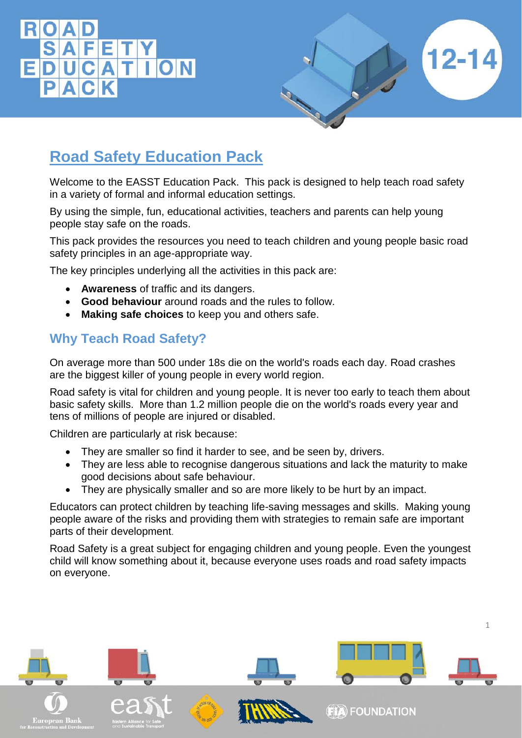# ROAD SAFETY EDUCATION PACK

12-14

## Road Safety Education Pack

Welcome to the EASST Education Pack. This pack is designed to help teach road safety in a variety of formal and informal education settings.

By using the simple, fun, educational activities, teachers and parents can help young people stay safe on the roads.

This pack provides the resources you need to teach children and young people basic road safety principles in an age-appropriate way.

The key principles underlying all the activities in this pack are:

- **Awareness** of traffic and its dangers.
- **Good behaviour** around roads and the rules to follow.
- **Making safe choices** to keep you and others safe.

### Why Teach Road Safety?

On average more than 500 under 18s die on the world's roads each day. Road crashes are the biggest killer of young people in every world region.

Road safety is vital for children and young people. It is never too early to teach them about basic safety skills. More than 1.2 million people die on the world's roads every year and tens of millions of people are injured or disabled.

Children are particularly at risk because:

- They are smaller so find it harder to see, and be seen by, drivers.
- They are less able to recognise dangerous situations and lack the maturity to make good decisions about safe behaviour.
- They are physically smaller and so are more likely to be hurt by an impact.

Educators can protect children by teaching life-saving messages and skills. Making young people aware of the risks and providing them with strategies to remain safe are important parts of their development.

Road Safety is a great subject for engaging children and young people. Even the youngest child will know something about it, because everyone uses roads and road safety impacts on everyone.

European Bank for Reconstruction and Development

east Eastern Alliance for Safe and Sustainable Transport

THINK!

FIA FOUNDATION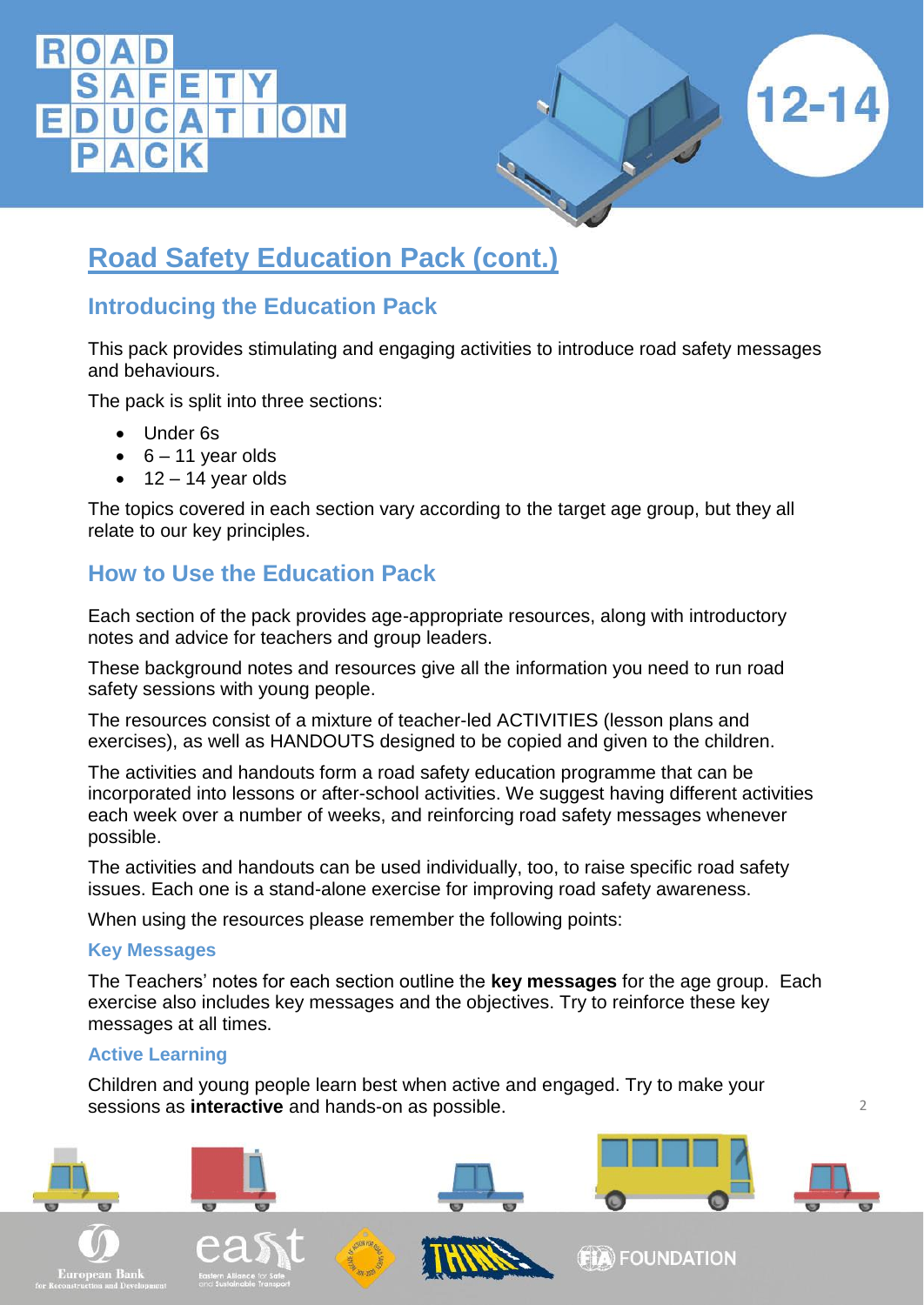# Road Safety Education Pack (cont.)

## Introducing the Education Pack

This pack provides stimulating and engaging activities to introduce road safety messages and behaviours.

The pack is split into three sections:

- Under 6s
- 6 – 11 year olds
- 12 – 14 year olds

The topics covered in each section vary according to the target age group, but they all relate to our key principles.

## How to Use the Education Pack

Each section of the pack provides age-appropriate resources, along with introductory notes and advice for teachers and group leaders.

These background notes and resources give all the information you need to run road safety sessions with young people.

The resources consist of a mixture of teacher-led ACTIVITIES (lesson plans and exercises), as well as HANDOUTS designed to be copied and given to the children.

The activities and handouts form a road safety education programme that can be incorporated into lessons or after-school activities. We suggest having different activities each week over a number of weeks, and reinforcing road safety messages whenever possible.

The activities and handouts can be used individually, too, to raise specific road safety issues. Each one is a stand-alone exercise for improving road safety awareness.

When using the resources please remember the following points:

### Key Messages

The Teachers' notes for each section outline the **key messages** for the age group. Each exercise also includes key messages and the objectives. Try to reinforce these key messages at all times.

### Active Learning

Children and young people learn best when active and engaged. Try to make your sessions as **interactive** and hands-on as possible.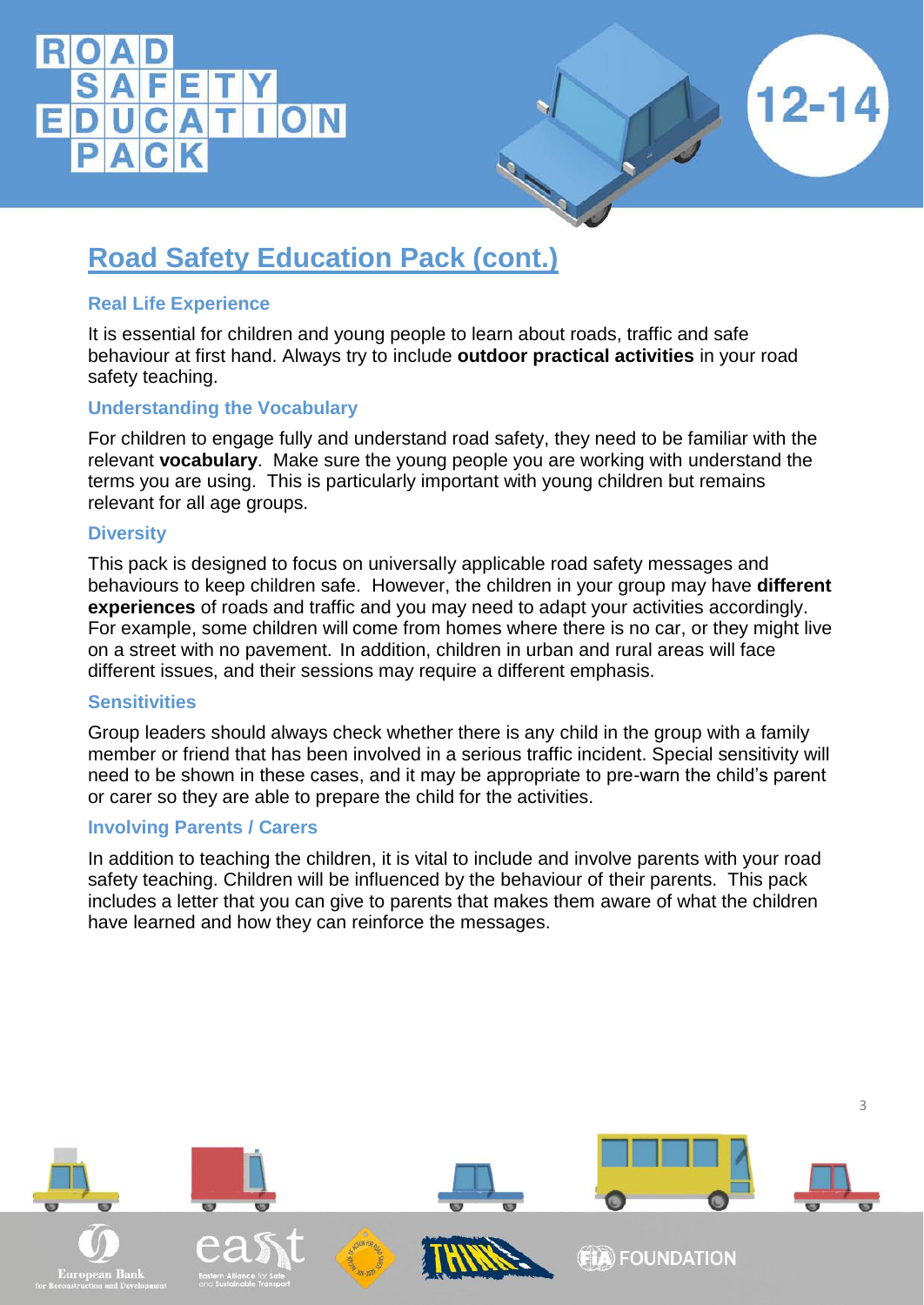# Road Safety Education Pack (cont.)

### Real Life Experience

It is essential for children and young people to learn about roads, traffic and safe behaviour at first hand. Always try to include **outdoor practical activities** in your road safety teaching.

### Understanding the Vocabulary

For children to engage fully and understand road safety, they need to be familiar with the relevant **vocabulary**. Make sure the young people you are working with understand the terms you are using. This is particularly important with young children but remains relevant for all age groups.

### Diversity

This pack is designed to focus on universally applicable road safety messages and behaviours to keep children safe. However, the children in your group may have **different experiences** of roads and traffic and you may need to adapt your activities accordingly. For example, some children will come from homes where there is no car, or they might live on a street with no pavement. In addition, children in urban and rural areas will face different issues, and their sessions may require a different emphasis.

### Sensitivities

Group leaders should always check whether there is any child in the group with a family member or friend that has been involved in a serious traffic incident. Special sensitivity will need to be shown in these cases, and it may be appropriate to pre-warn the child's parent or carer so they are able to prepare the child for the activities.

### Involving Parents / Carers

In addition to teaching the children, it is vital to include and involve parents with your road safety teaching. Children will be influenced by the behaviour of their parents. This pack includes a letter that you can give to parents that makes them aware of what the children have learned and how they can reinforce the messages.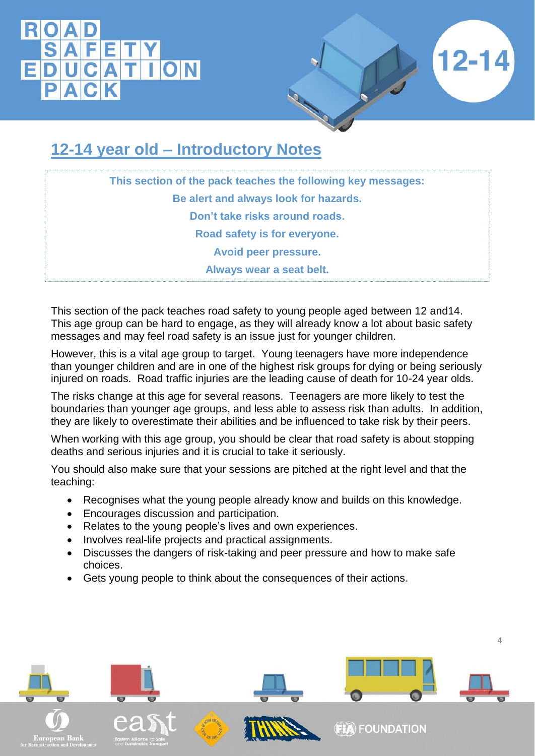# 12-14 year old – Introductory Notes

**This section of the pack teaches the following key messages:**

**Be alert and always look for hazards.**

**Don't take risks around roads.**

**Road safety is for everyone.**

**Avoid peer pressure.**

**Always wear a seat belt.**

This section of the pack teaches road safety to young people aged between 12 and14. This age group can be hard to engage, as they will already know a lot about basic safety messages and may feel road safety is an issue just for younger children.

However, this is a vital age group to target. Young teenagers have more independence than younger children and are in one of the highest risk groups for dying or being seriously injured on roads. Road traffic injuries are the leading cause of death for 10-24 year olds.

The risks change at this age for several reasons. Teenagers are more likely to test the boundaries than younger age groups, and less able to assess risk than adults. In addition, they are likely to overestimate their abilities and be influenced to take risk by their peers.

When working with this age group, you should be clear that road safety is about stopping deaths and serious injuries and it is crucial to take it seriously.

You should also make sure that your sessions are pitched at the right level and that the teaching:

- Recognises what the young people already know and builds on this knowledge.
- Encourages discussion and participation.
- Relates to the young people's lives and own experiences.
- Involves real-life projects and practical assignments.
- Discusses the dangers of risk-taking and peer pressure and how to make safe choices.
- Gets young people to think about the consequences of their actions.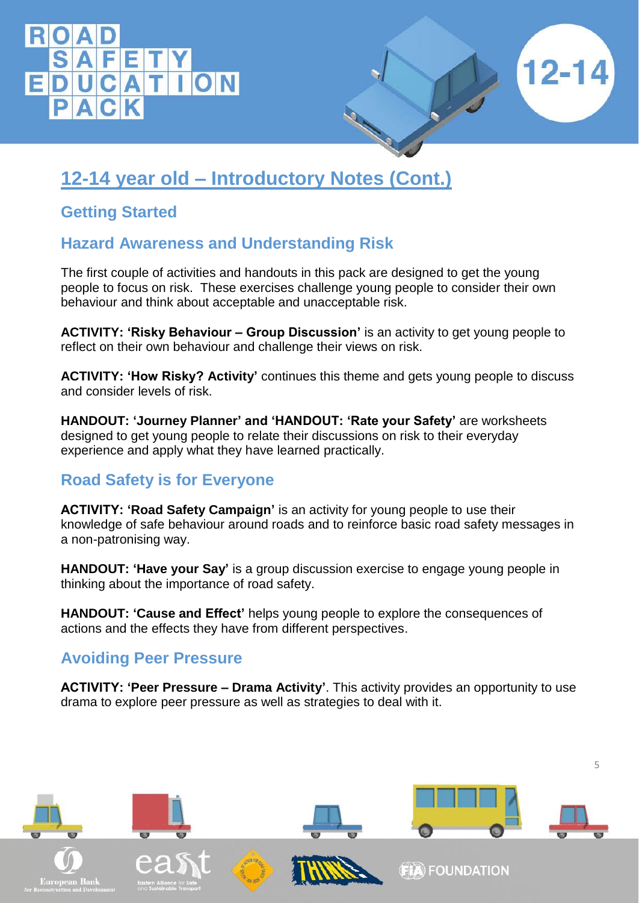## 12-14 year old – Introductory Notes (Cont.)

### Getting Started

### Hazard Awareness and Understanding Risk

The first couple of activities and handouts in this pack are designed to get the young people to focus on risk. These exercises challenge young people to consider their own behaviour and think about acceptable and unacceptable risk.

**ACTIVITY: 'Risky Behaviour – Group Discussion'** is an activity to get young people to reflect on their own behaviour and challenge their views on risk.

**ACTIVITY: 'How Risky? Activity'** continues this theme and gets young people to discuss and consider levels of risk.

**HANDOUT: 'Journey Planner'** and **'HANDOUT: 'Rate your Safety'** are worksheets designed to get young people to relate their discussions on risk to their everyday experience and apply what they have learned practically.

### Road Safety is for Everyone

**ACTIVITY: 'Road Safety Campaign'** is an activity for young people to use their knowledge of safe behaviour around roads and to reinforce basic road safety messages in a non-patronising way.

**HANDOUT: 'Have your Say'** is a group discussion exercise to engage young people in thinking about the importance of road safety.

**HANDOUT: 'Cause and Effect'** helps young people to explore the consequences of actions and the effects they have from different perspectives.

### Avoiding Peer Pressure

**ACTIVITY: 'Peer Pressure – Drama Activity'**. This activity provides an opportunity to use drama to explore peer pressure as well as strategies to deal with it.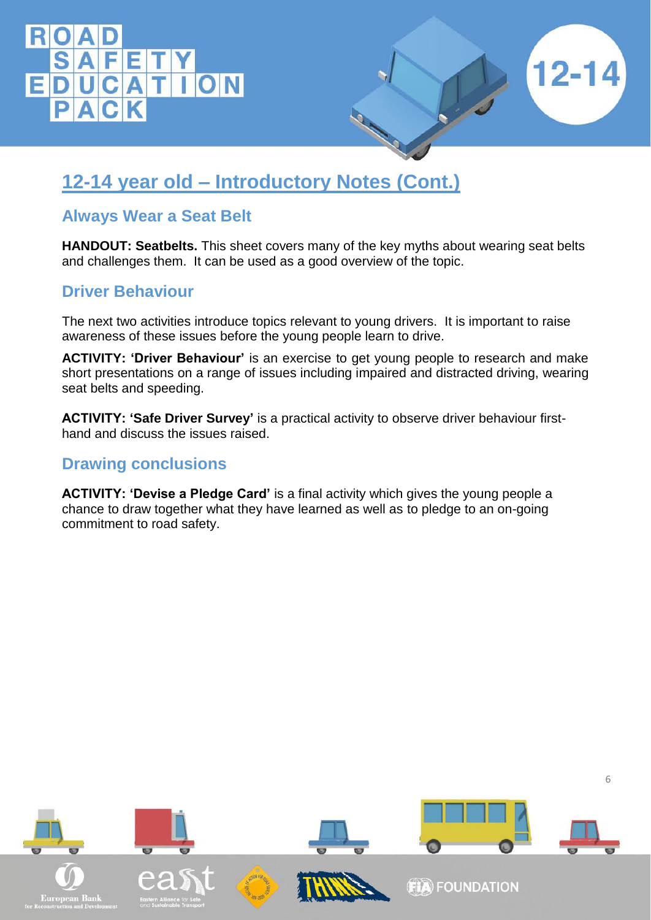## 12-14 year old – Introductory Notes (Cont.)

### Always Wear a Seat Belt

**HANDOUT: Seatbelts.** This sheet covers many of the key myths about wearing seat belts and challenges them. It can be used as a good overview of the topic.

### Driver Behaviour

The next two activities introduce topics relevant to young drivers. It is important to raise awareness of these issues before the young people learn to drive.

**ACTIVITY: 'Driver Behaviour'** is an exercise to get young people to research and make short presentations on a range of issues including impaired and distracted driving, wearing seat belts and speeding.

**ACTIVITY: 'Safe Driver Survey'** is a practical activity to observe driver behaviour first-hand and discuss the issues raised.

### Drawing conclusions

**ACTIVITY: 'Devise a Pledge Card'** is a final activity which gives the young people a chance to draw together what they have learned as well as to pledge to an on-going commitment to road safety.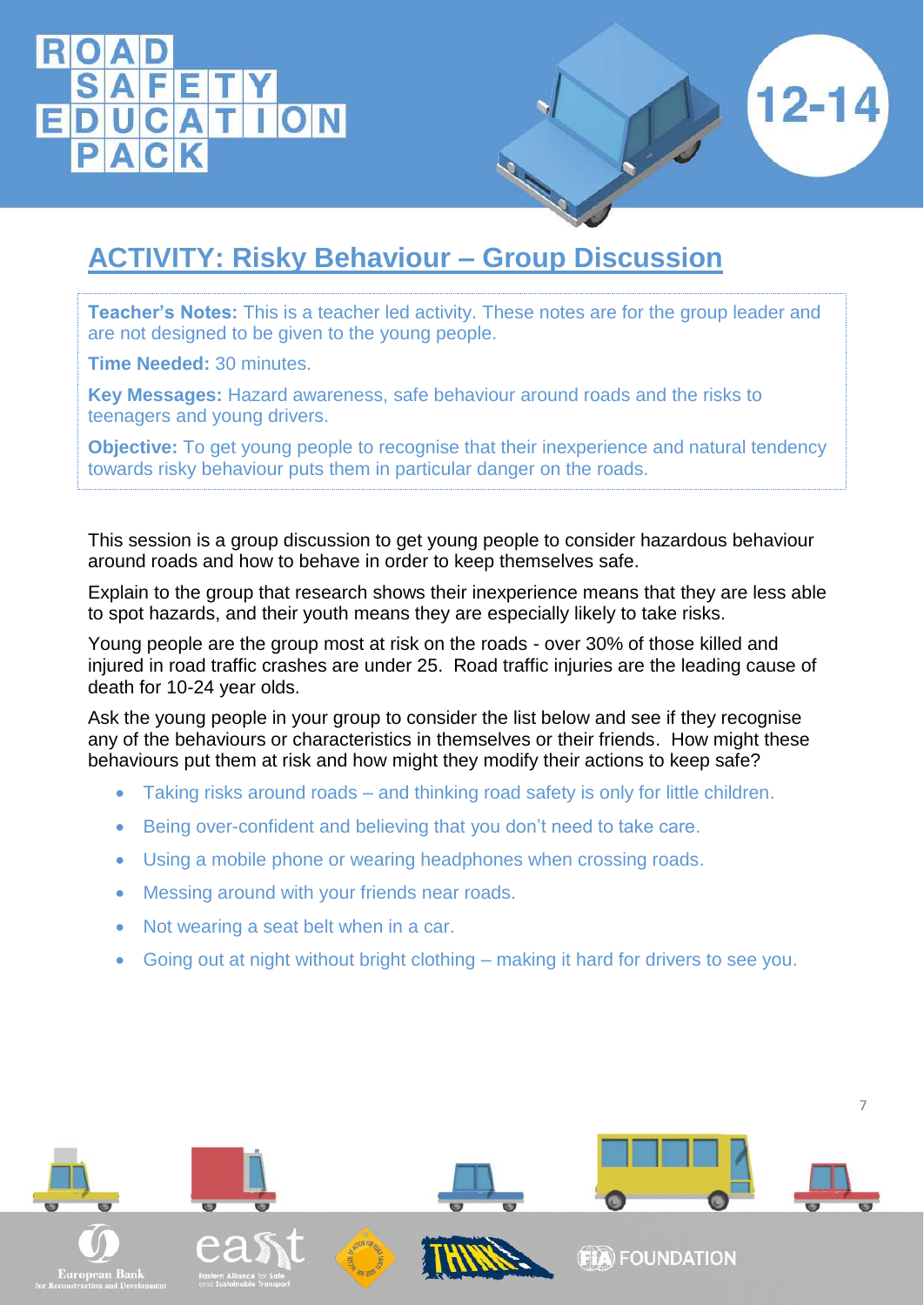## ACTIVITY: Risky Behaviour – Group Discussion

**Teacher's Notes:** This is a teacher led activity. These notes are for the group leader and are not designed to be given to the young people.

**Time Needed:** 30 minutes.

**Key Messages:** Hazard awareness, safe behaviour around roads and the risks to teenagers and young drivers.

**Objective:** To get young people to recognise that their inexperience and natural tendency towards risky behaviour puts them in particular danger on the roads.

This session is a group discussion to get young people to consider hazardous behaviour around roads and how to behave in order to keep themselves safe.

Explain to the group that research shows their inexperience means that they are less able to spot hazards, and their youth means they are especially likely to take risks.

Young people are the group most at risk on the roads - over 30% of those killed and injured in road traffic crashes are under 25. Road traffic injuries are the leading cause of death for 10-24 year olds.

Ask the young people in your group to consider the list below and see if they recognise any of the behaviours or characteristics in themselves or their friends. How might these behaviours put them at risk and how might they modify their actions to keep safe?

- Taking risks around roads – and thinking road safety is only for little children.
- Being over-confident and believing that you don't need to take care.
- Using a mobile phone or wearing headphones when crossing roads.
- Messing around with your friends near roads.
- Not wearing a seat belt when in a car.
- Going out at night without bright clothing – making it hard for drivers to see you.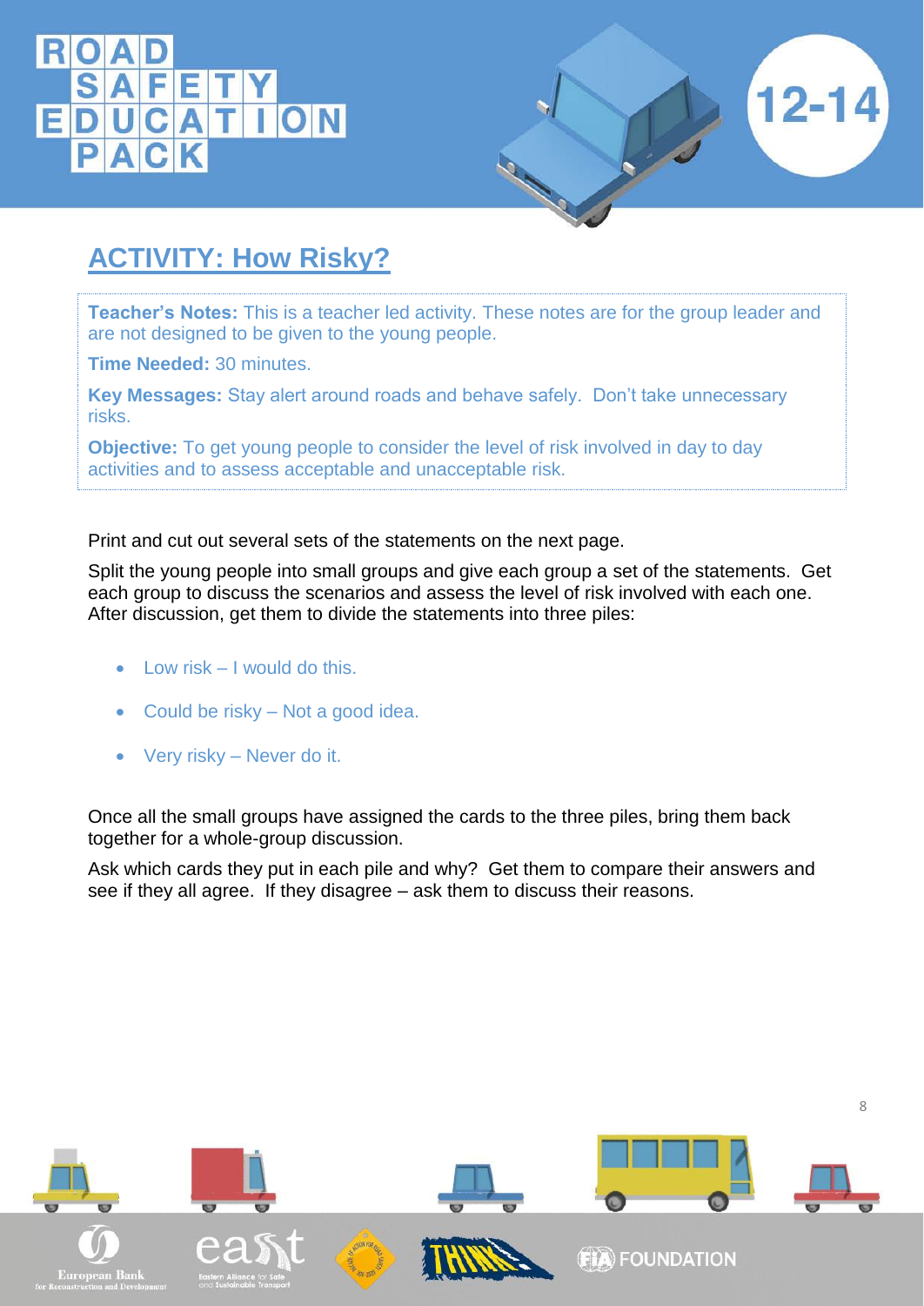## ACTIVITY: How Risky?

**Teacher's Notes:** This is a teacher led activity. These notes are for the group leader and are not designed to be given to the young people.

**Time Needed:** 30 minutes.

**Key Messages:** Stay alert around roads and behave safely. Don't take unnecessary risks.

**Objective:** To get young people to consider the level of risk involved in day to day activities and to assess acceptable and unacceptable risk.

Print and cut out several sets of the statements on the next page.

Split the young people into small groups and give each group a set of the statements. Get each group to discuss the scenarios and assess the level of risk involved with each one. After discussion, get them to divide the statements into three piles:

- Low risk – I would do this.
- Could be risky – Not a good idea.
- Very risky – Never do it.

Once all the small groups have assigned the cards to the three piles, bring them back together for a whole-group discussion.

Ask which cards they put in each pile and why? Get them to compare their answers and see if they all agree. If they disagree – ask them to discuss their reasons.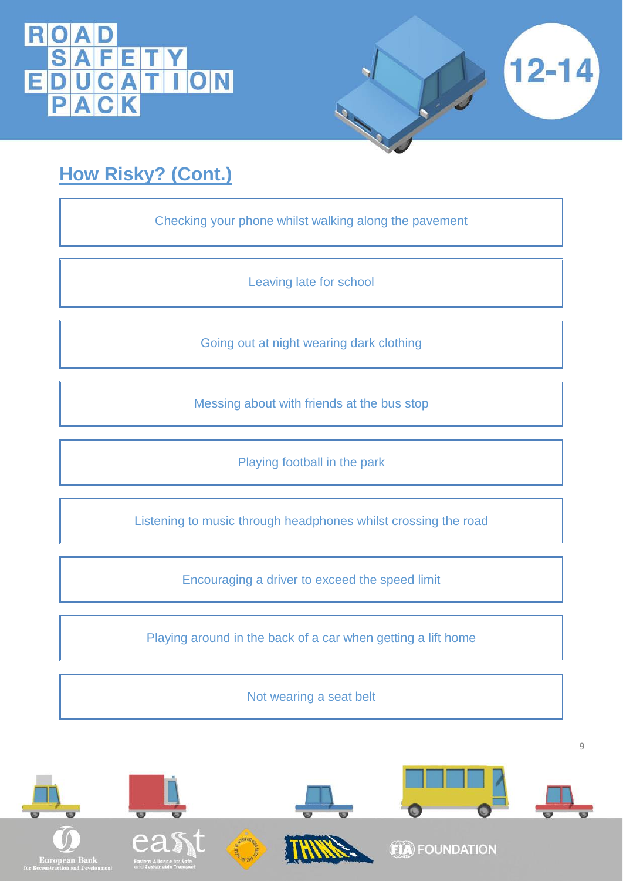## How Risky? (Cont.)

Checking your phone whilst walking along the pavement

Leaving late for school

Going out at night wearing dark clothing

Messing about with friends at the bus stop

Playing football in the park

Listening to music through headphones whilst crossing the road

Encouraging a driver to exceed the speed limit

Playing around in the back of a car when getting a lift home

Not wearing a seat belt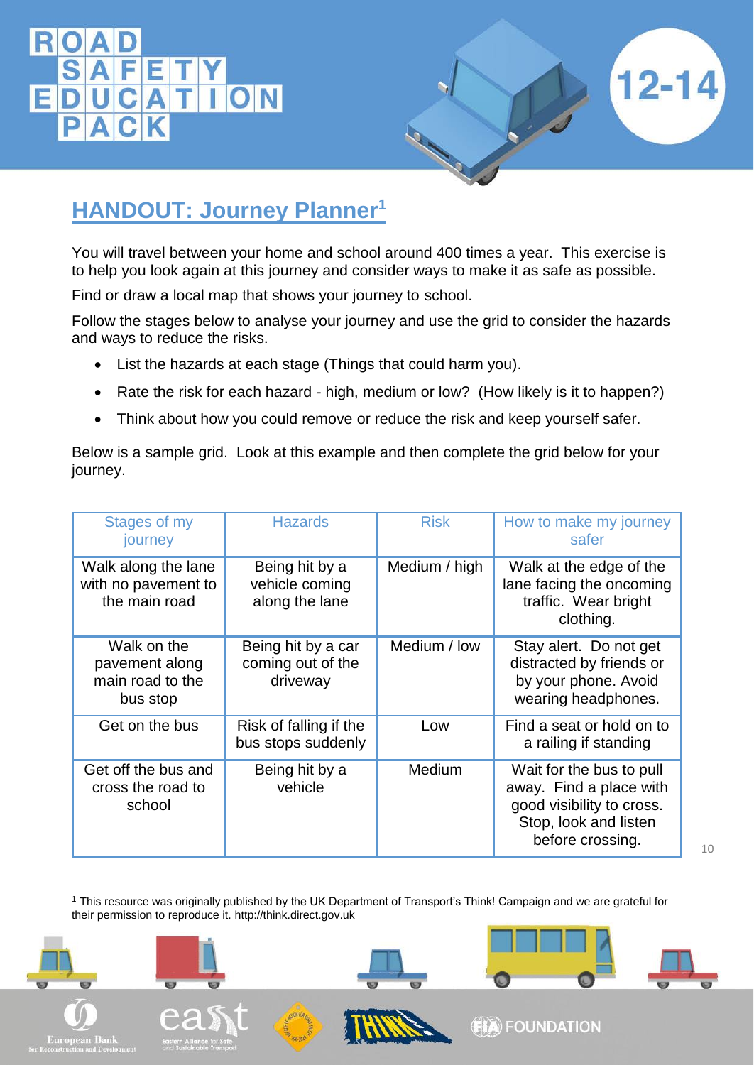## HANDOUT: Journey Planner[1]

You will travel between your home and school around 400 times a year. This exercise is to help you look again at this journey and consider ways to make it as safe as possible.

Find or draw a local map that shows your journey to school.

Follow the stages below to analyse your journey and use the grid to consider the hazards and ways to reduce the risks.

- List the hazards at each stage (Things that could harm you).
- Rate the risk for each hazard - high, medium or low? (How likely is it to happen?)
- Think about how you could remove or reduce the risk and keep yourself safer.

Below is a sample grid. Look at this example and then complete the grid below for your journey.

| Stages of my journey | Hazards | Risk | How to make my journey safer |
|---|---|---|---|
| Walk along the lane with no pavement to the main road | Being hit by a vehicle coming along the lane | Medium / high | Walk at the edge of the lane facing the oncoming traffic. Wear bright clothing. |
| Walk on the pavement along main road to the bus stop | Being hit by a car coming out of the driveway | Medium / low | Stay alert. Do not get distracted by friends or by your phone. Avoid wearing headphones. |
| Get on the bus | Risk of falling if the bus stops suddenly | Low | Find a seat or hold on to a railing if standing |
| Get off the bus and cross the road to school | Being hit by a vehicle | Medium | Wait for the bus to pull away. Find a place with good visibility to cross. Stop, look and listen before crossing. |

[1] This resource was originally published by the UK Department of Transport's Think! Campaign and we are grateful for their permission to reproduce it. http://think.direct.gov.uk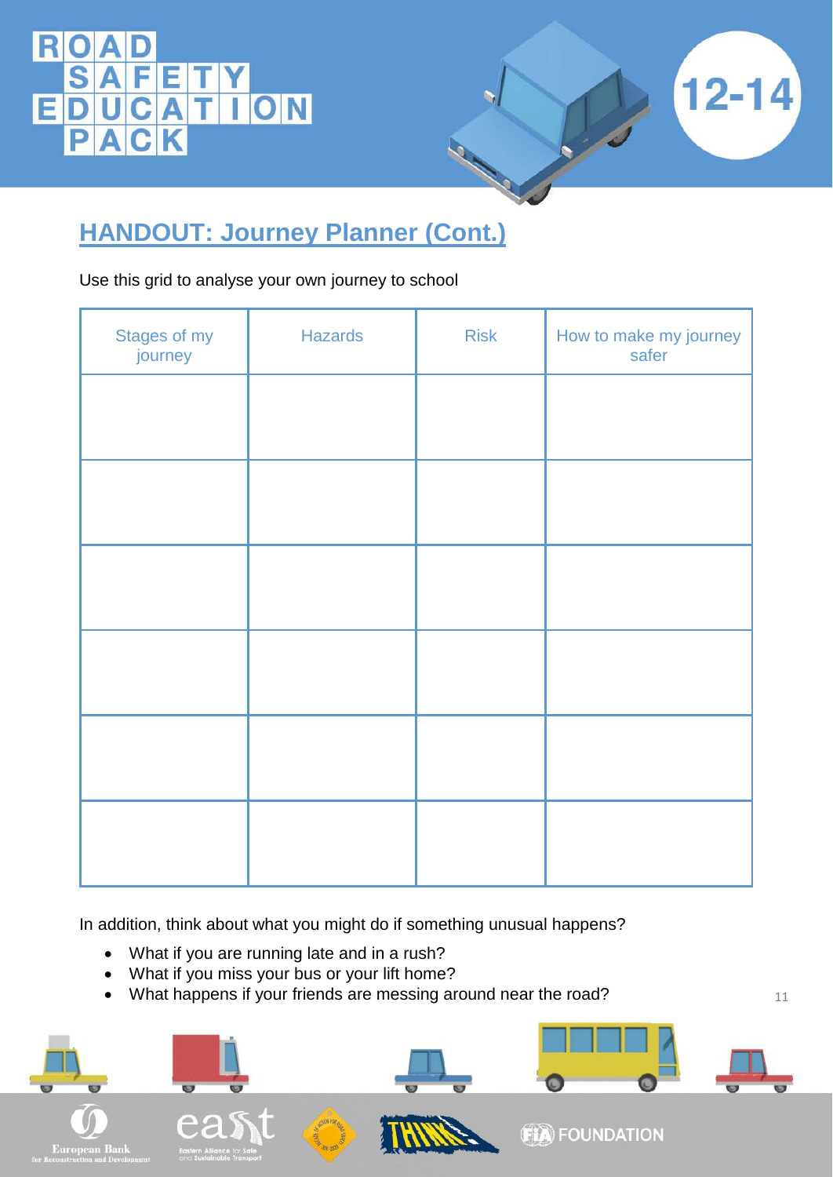## HANDOUT: Journey Planner (Cont.)

Use this grid to analyse your own journey to school

| Stages of my journey | Hazards | Risk | How to make my journey safer |
|---|---|---|---|
| | | | |
| | | | |
| | | | |
| | | | |
| | | | |
| | | | |

In addition, think about what you might do if something unusual happens?

- What if you are running late and in a rush?
- What if you miss your bus or your lift home?
- What happens if your friends are messing around near the road?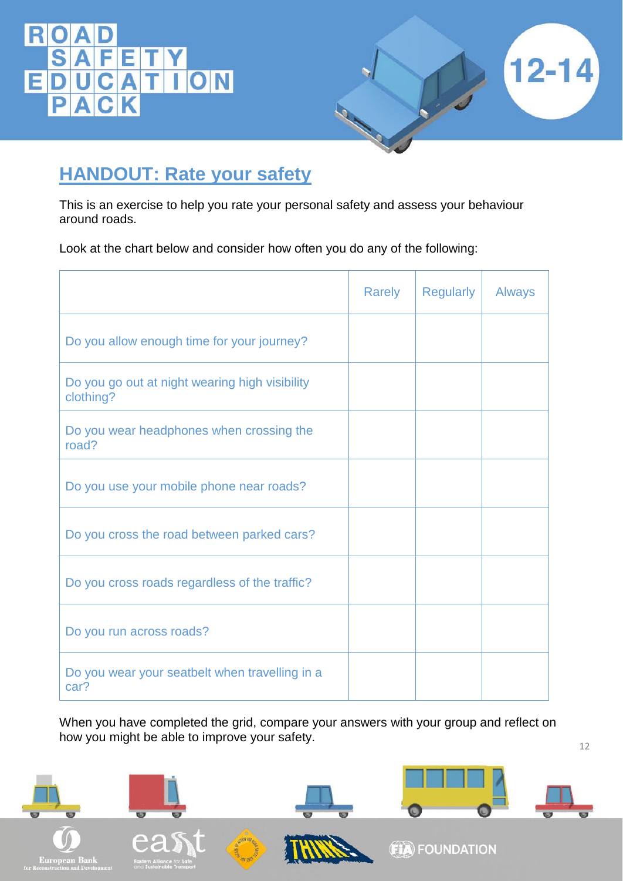## HANDOUT: Rate your safety

This is an exercise to help you rate your personal safety and assess your behaviour around roads.

Look at the chart below and consider how often you do any of the following:

| | Rarely | Regularly | Always |
|---|---|---|---|
| Do you allow enough time for your journey? | | | |
| Do you go out at night wearing high visibility clothing? | | | |
| Do you wear headphones when crossing the road? | | | |
| Do you use your mobile phone near roads? | | | |
| Do you cross the road between parked cars? | | | |
| Do you cross roads regardless of the traffic? | | | |
| Do you run across roads? | | | |
| Do you wear your seatbelt when travelling in a car? | | | |

When you have completed the grid, compare your answers with your group and reflect on how you might be able to improve your safety.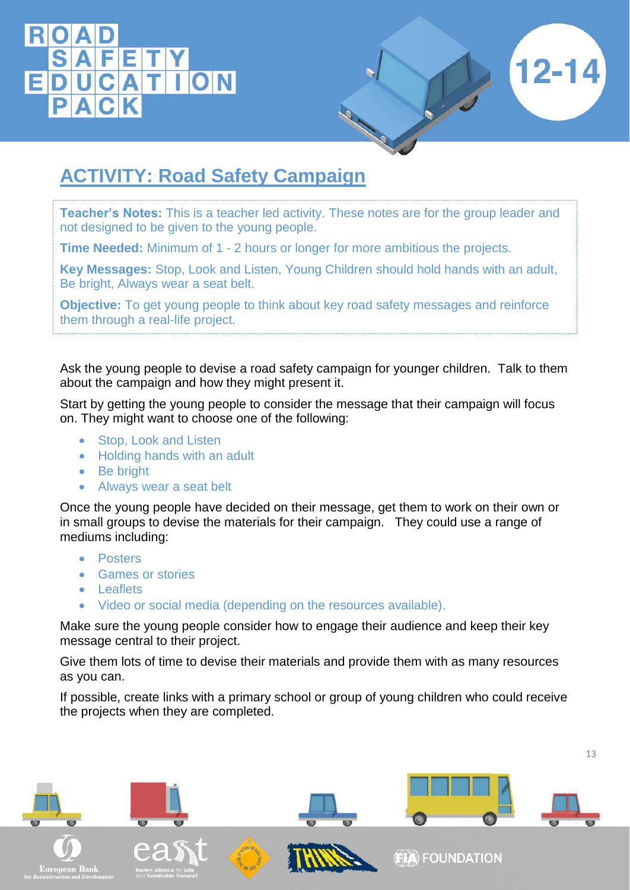# ACTIVITY: Road Safety Campaign

**Teacher's Notes:** This is a teacher led activity. These notes are for the group leader and not designed to be given to the young people.

**Time Needed:** Minimum of 1 - 2 hours or longer for more ambitious the projects.

**Key Messages:** Stop, Look and Listen, Young Children should hold hands with an adult, Be bright, Always wear a seat belt.

**Objective:** To get young people to think about key road safety messages and reinforce them through a real-life project.

Ask the young people to devise a road safety campaign for younger children. Talk to them about the campaign and how they might present it.

Start by getting the young people to consider the message that their campaign will focus on. They might want to choose one of the following:

- Stop, Look and Listen
- Holding hands with an adult
- Be bright
- Always wear a seat belt

Once the young people have decided on their message, get them to work on their own or in small groups to devise the materials for their campaign. They could use a range of mediums including:

- Posters
- Games or stories
- Leaflets
- Video or social media (depending on the resources available).

Make sure the young people consider how to engage their audience and keep their key message central to their project.

Give them lots of time to devise their materials and provide them with as many resources as you can.

If possible, create links with a primary school or group of young children who could receive the projects when they are completed.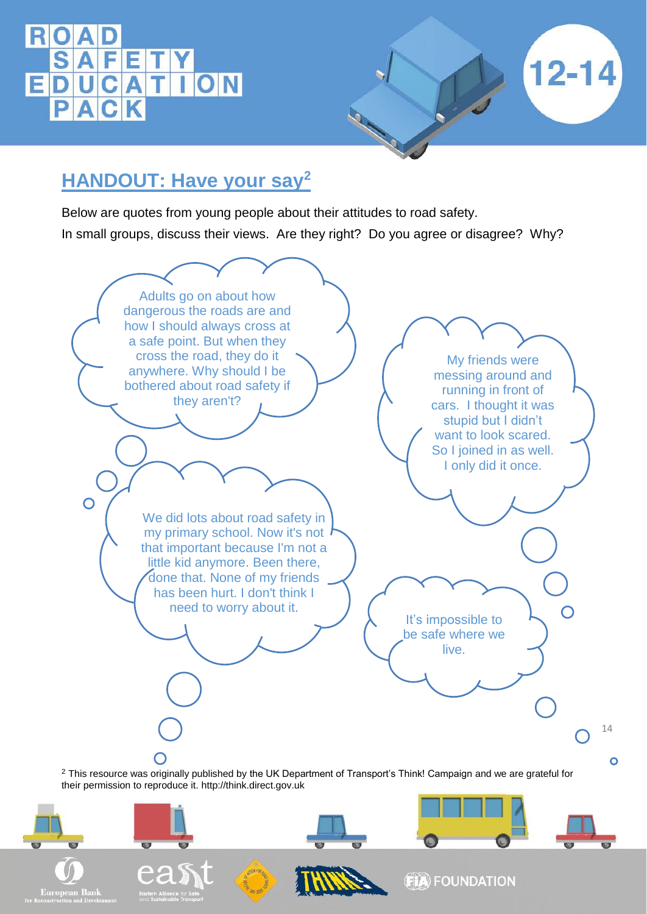## HANDOUT: Have your say[2]

Below are quotes from young people about their attitudes to road safety.

In small groups, discuss their views. Are they right? Do you agree or disagree? Why?

Adults go on about how dangerous the roads are and how I should always cross at a safe point. But when they cross the road, they do it anywhere. Why should I be bothered about road safety if they aren't?

My friends were messing around and running in front of cars. I thought it was stupid but I didn't want to look scared. So I joined in as well. I only did it once.

We did lots about road safety in my primary school. Now it's not that important because I'm not a little kid anymore. Been there, done that. None of my friends has been hurt. I don't think I need to worry about it.

It's impossible to be safe where we live.

[2] This resource was originally published by the UK Department of Transport's Think! Campaign and we are grateful for their permission to reproduce it. http://think.direct.gov.uk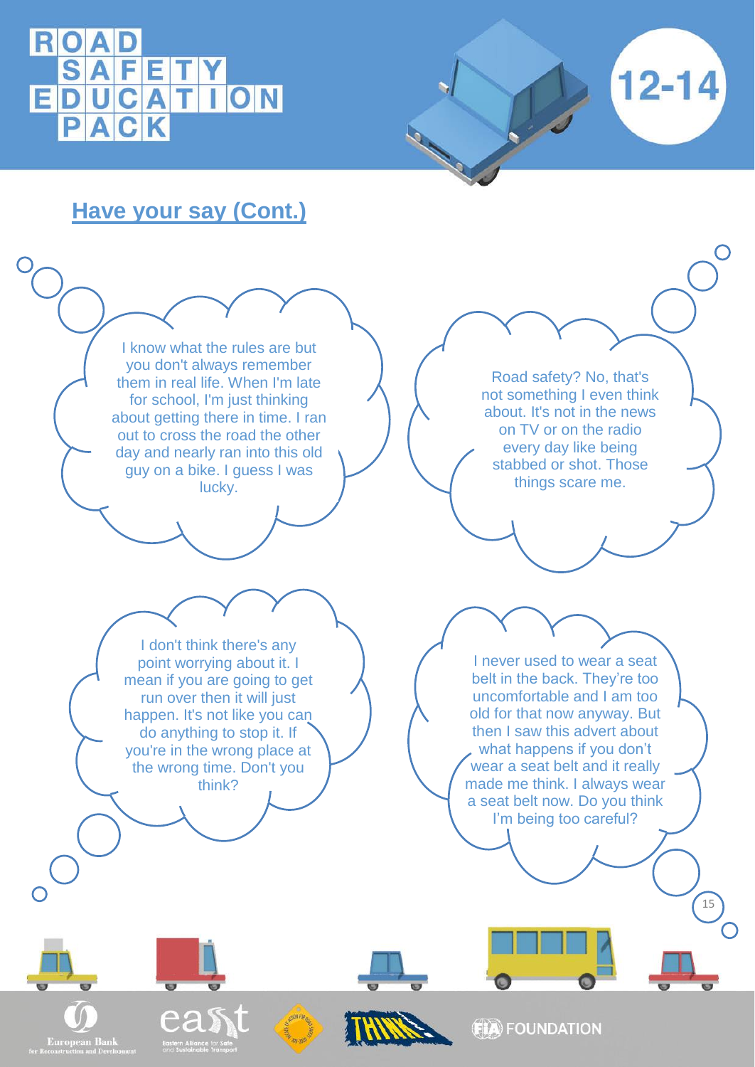## Have your say (Cont.)

I know what the rules are but you don't always remember them in real life. When I'm late for school, I'm just thinking about getting there in time. I ran out to cross the road the other day and nearly ran into this old guy on a bike. I guess I was lucky.

Road safety? No, that's not something I even think about. It's not in the news on TV or on the radio every day like being stabbed or shot. Those things scare me.

I don't think there's any point worrying about it. I mean if you are going to get run over then it will just happen. It's not like you can do anything to stop it. If you're in the wrong place at the wrong time. Don't you think?

I never used to wear a seat belt in the back. They're too uncomfortable and I am too old for that now anyway. But then I saw this advert about what happens if you don't wear a seat belt and it really made me think. I always wear a seat belt now. Do you think I'm being too careful?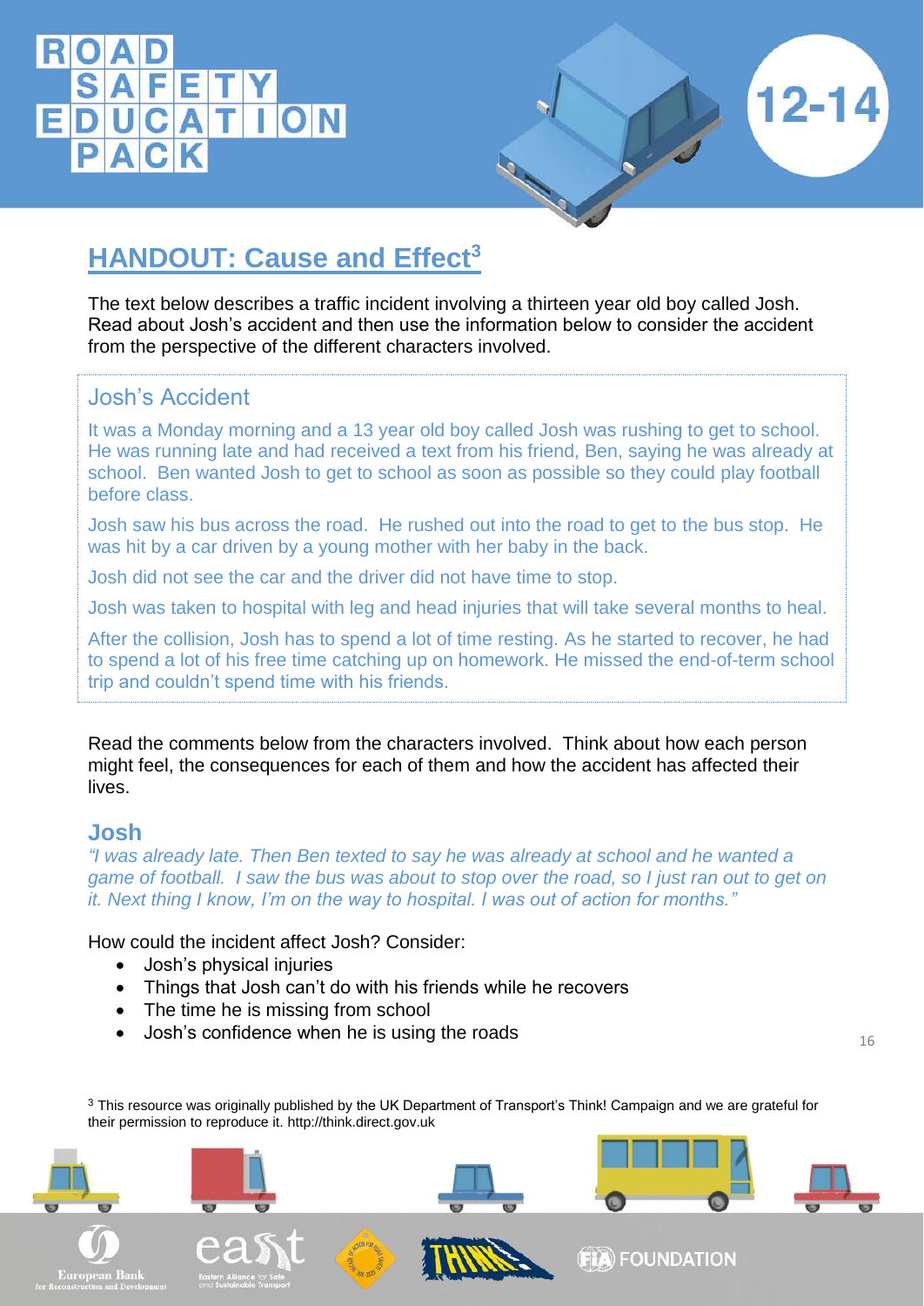## HANDOUT: Cause and Effect[3]

The text below describes a traffic incident involving a thirteen year old boy called Josh. Read about Josh's accident and then use the information below to consider the accident from the perspective of the different characters involved.

### Josh's Accident

It was a Monday morning and a 13 year old boy called Josh was rushing to get to school. He was running late and had received a text from his friend, Ben, saying he was already at school. Ben wanted Josh to get to school as soon as possible so they could play football before class.

Josh saw his bus across the road. He rushed out into the road to get to the bus stop. He was hit by a car driven by a young mother with her baby in the back.

Josh did not see the car and the driver did not have time to stop.

Josh was taken to hospital with leg and head injuries that will take several months to heal.

After the collision, Josh has to spend a lot of time resting. As he started to recover, he had to spend a lot of his free time catching up on homework. He missed the end-of-term school trip and couldn't spend time with his friends.

Read the comments below from the characters involved. Think about how each person might feel, the consequences for each of them and how the accident has affected their lives.

### Josh

*"I was already late. Then Ben texted to say he was already at school and he wanted a game of football. I saw the bus was about to stop over the road, so I just ran out to get on it. Next thing I know, I'm on the way to hospital. I was out of action for months."*

How could the incident affect Josh? Consider:

- Josh's physical injuries
- Things that Josh can't do with his friends while he recovers
- The time he is missing from school
- Josh's confidence when he is using the roads

[3] This resource was originally published by the UK Department of Transport's Think! Campaign and we are grateful for their permission to reproduce it. http://think.direct.gov.uk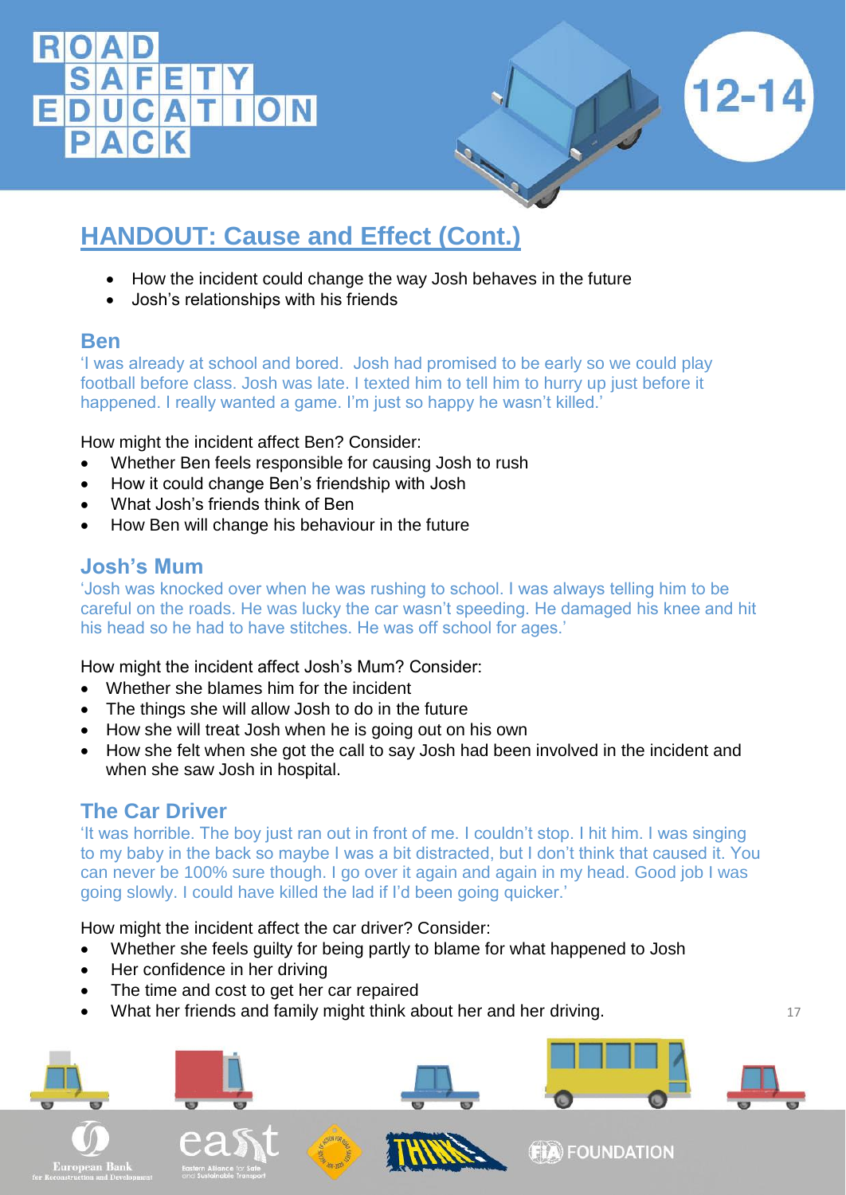## HANDOUT: Cause and Effect (Cont.)

- How the incident could change the way Josh behaves in the future
- Josh's relationships with his friends

### Ben

'I was already at school and bored. Josh had promised to be early so we could play football before class. Josh was late. I texted him to tell him to hurry up just before it happened. I really wanted a game. I'm just so happy he wasn't killed.'

How might the incident affect Ben? Consider:

- Whether Ben feels responsible for causing Josh to rush
- How it could change Ben's friendship with Josh
- What Josh's friends think of Ben
- How Ben will change his behaviour in the future

### Josh's Mum

'Josh was knocked over when he was rushing to school. I was always telling him to be careful on the roads. He was lucky the car wasn't speeding. He damaged his knee and hit his head so he had to have stitches. He was off school for ages.'

How might the incident affect Josh's Mum? Consider:

- Whether she blames him for the incident
- The things she will allow Josh to do in the future
- How she will treat Josh when he is going out on his own
- How she felt when she got the call to say Josh had been involved in the incident and when she saw Josh in hospital.

### The Car Driver

'It was horrible. The boy just ran out in front of me. I couldn't stop. I hit him. I was singing to my baby in the back so maybe I was a bit distracted, but I don't think that caused it. You can never be 100% sure though. I go over it again and again in my head. Good job I was going slowly. I could have killed the lad if I'd been going quicker.'

How might the incident affect the car driver? Consider:

- Whether she feels guilty for being partly to blame for what happened to Josh
- Her confidence in her driving
- The time and cost to get her car repaired
- What her friends and family might think about her and her driving.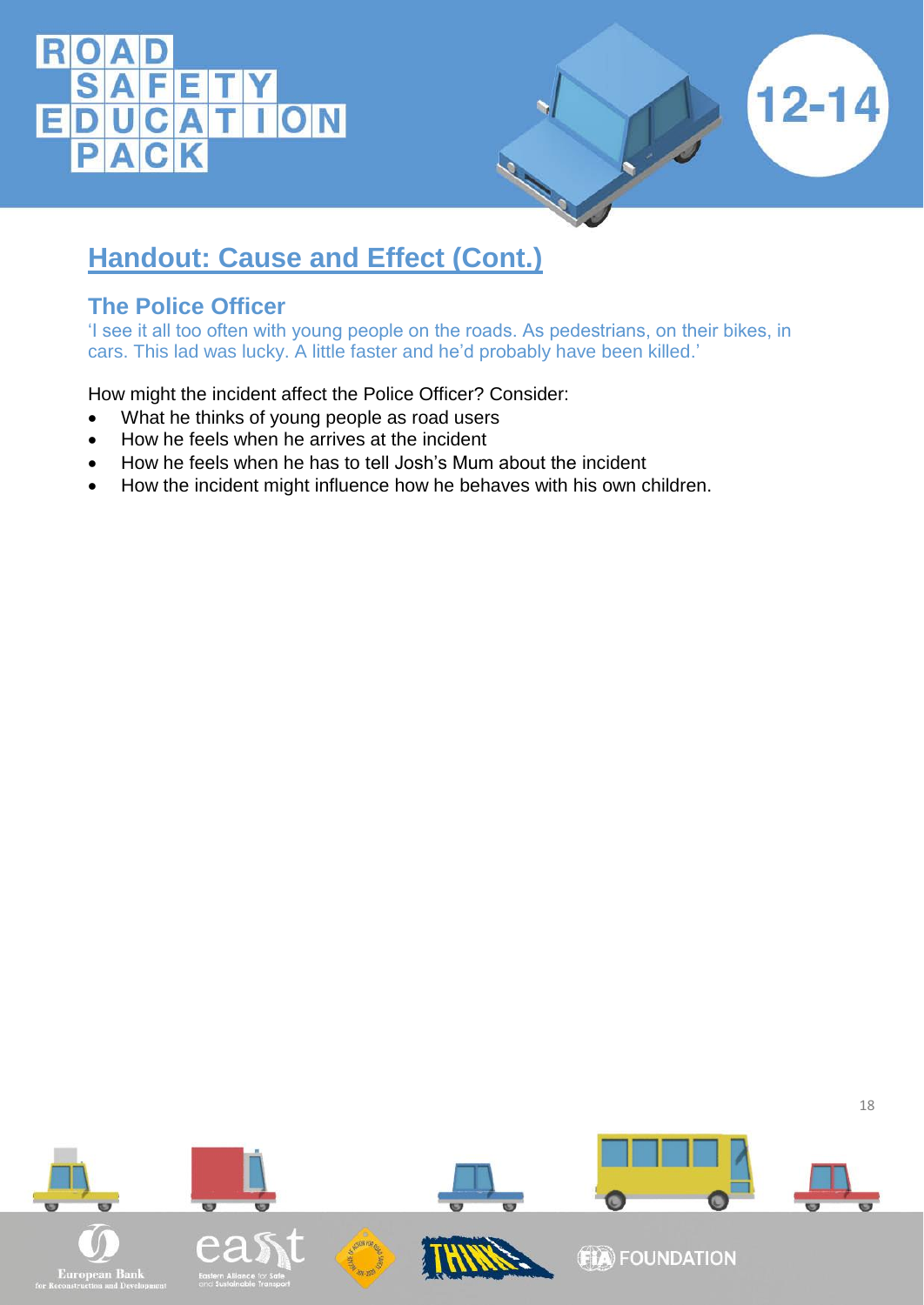## Handout: Cause and Effect (Cont.)

### The Police Officer

'I see it all too often with young people on the roads. As pedestrians, on their bikes, in cars. This lad was lucky. A little faster and he'd probably have been killed.'

How might the incident affect the Police Officer? Consider:

- What he thinks of young people as road users
- How he feels when he arrives at the incident
- How he feels when he has to tell Josh's Mum about the incident
- How the incident might influence how he behaves with his own children.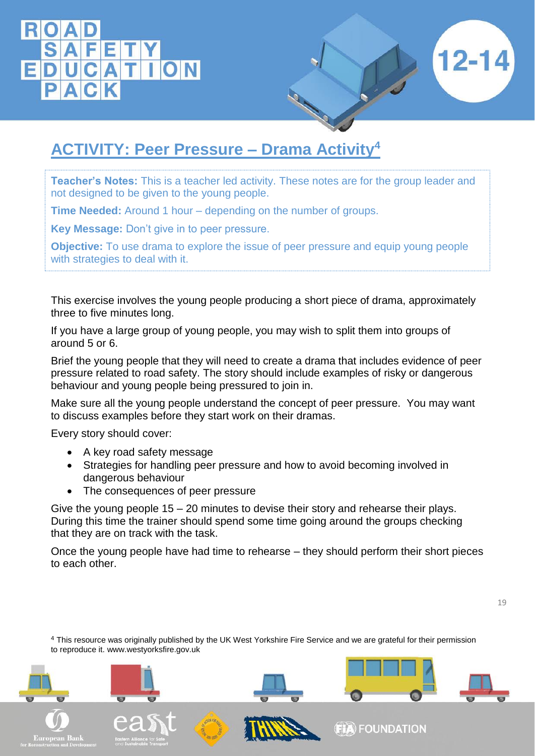## ACTIVITY: Peer Pressure – Drama Activity[4]

**Teacher's Notes:** This is a teacher led activity. These notes are for the group leader and not designed to be given to the young people.

**Time Needed:** Around 1 hour – depending on the number of groups.

**Key Message:** Don't give in to peer pressure.

**Objective:** To use drama to explore the issue of peer pressure and equip young people with strategies to deal with it.

This exercise involves the young people producing a short piece of drama, approximately three to five minutes long.

If you have a large group of young people, you may wish to split them into groups of around 5 or 6.

Brief the young people that they will need to create a drama that includes evidence of peer pressure related to road safety. The story should include examples of risky or dangerous behaviour and young people being pressured to join in.

Make sure all the young people understand the concept of peer pressure. You may want to discuss examples before they start work on their dramas.

Every story should cover:

- A key road safety message
- Strategies for handling peer pressure and how to avoid becoming involved in dangerous behaviour
- The consequences of peer pressure

Give the young people 15 – 20 minutes to devise their story and rehearse their plays. During this time the trainer should spend some time going around the groups checking that they are on track with the task.

Once the young people have had time to rehearse – they should perform their short pieces to each other.

[4] This resource was originally published by the UK West Yorkshire Fire Service and we are grateful for their permission to reproduce it. www.westyorksfire.gov.uk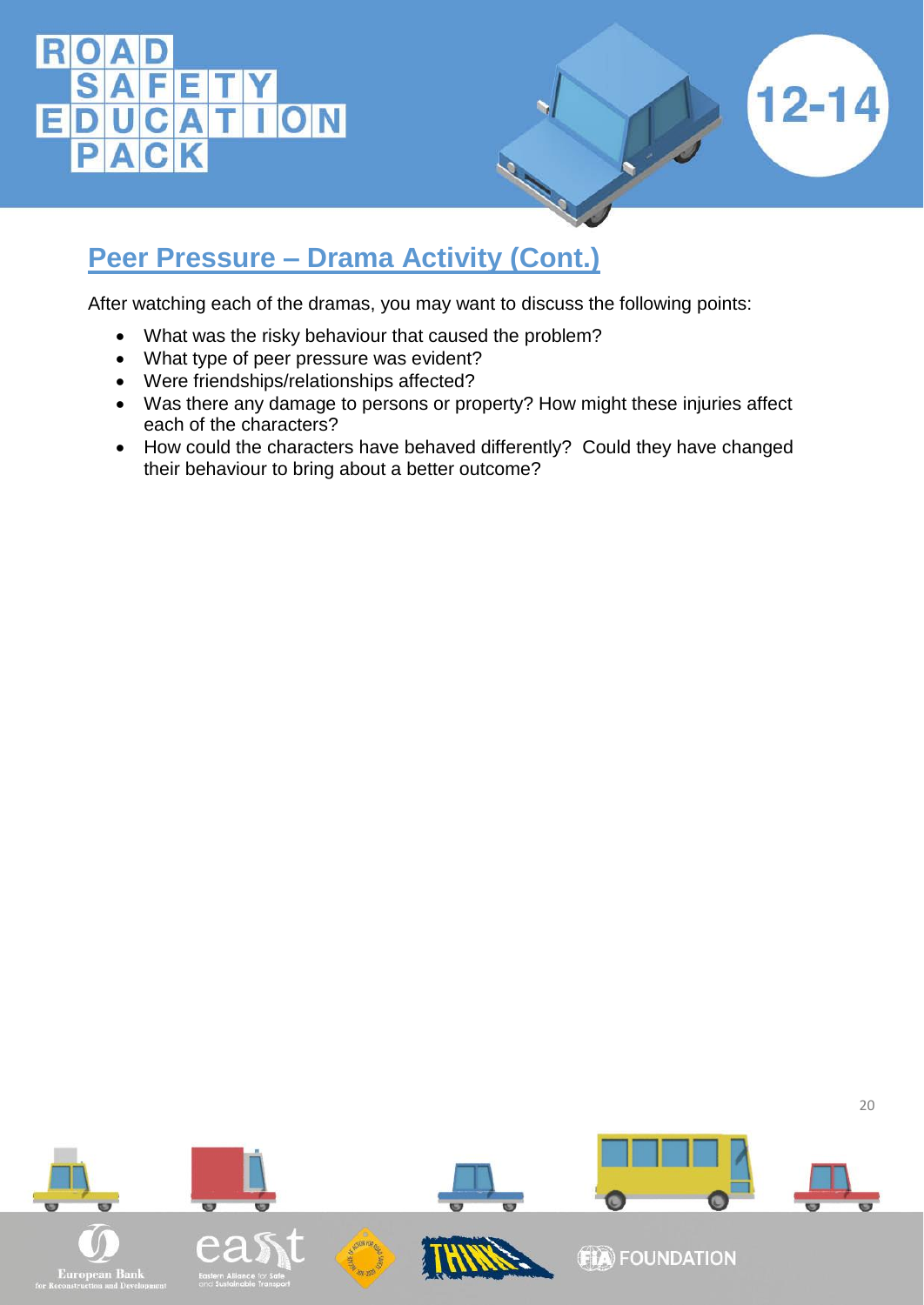## Peer Pressure – Drama Activity (Cont.)

After watching each of the dramas, you may want to discuss the following points:

- What was the risky behaviour that caused the problem?
- What type of peer pressure was evident?
- Were friendships/relationships affected?
- Was there any damage to persons or property? How might these injuries affect each of the characters?
- How could the characters have behaved differently? Could they have changed their behaviour to bring about a better outcome?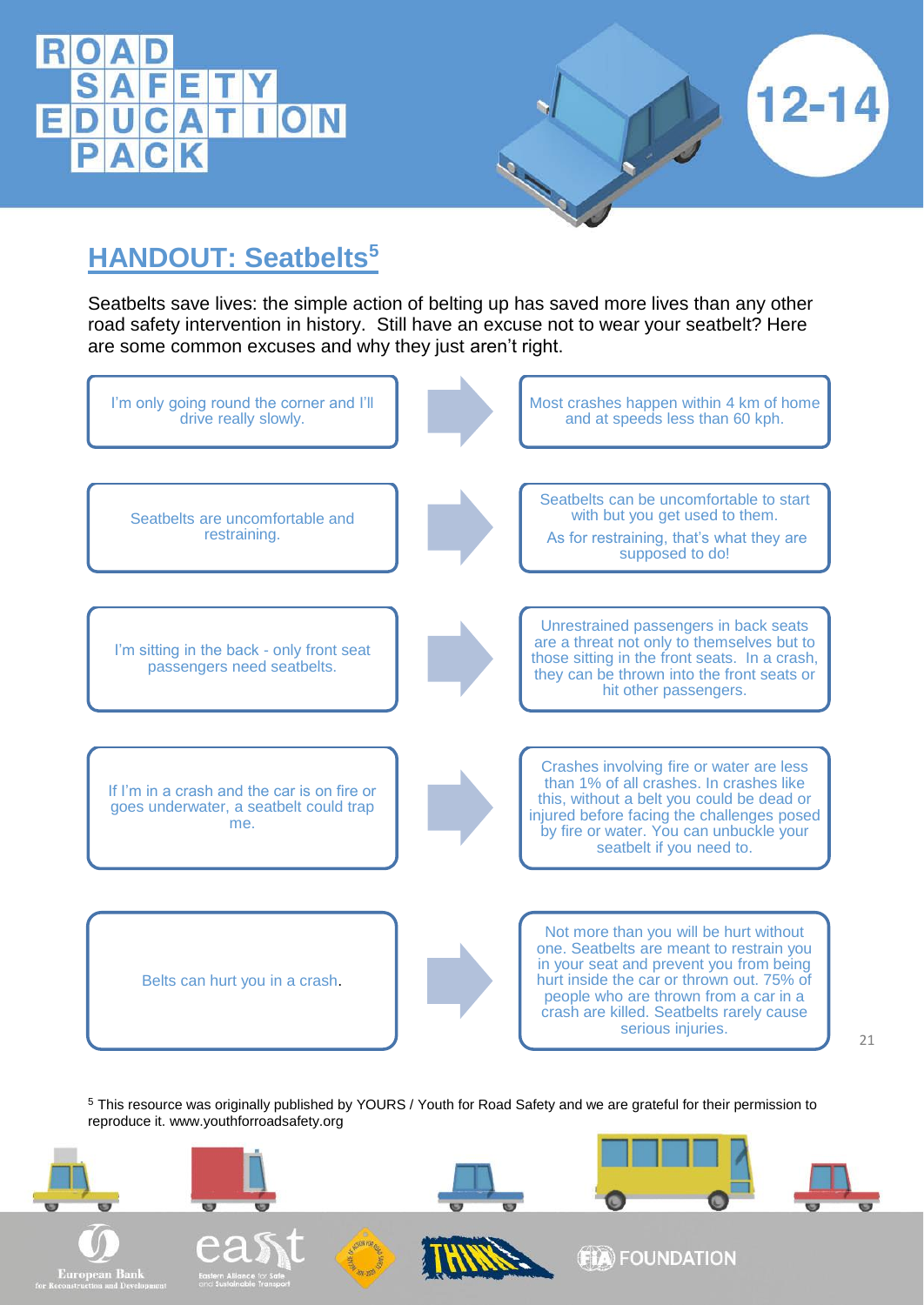## HANDOUT: Seatbelts[5]

Seatbelts save lives: the simple action of belting up has saved more lives than any other road safety intervention in history. Still have an excuse not to wear your seatbelt? Here are some common excuses and why they just aren't right.

| | |
|---|---|
| I'm only going round the corner and I'll drive really slowly. | Most crashes happen within 4 km of home and at speeds less than 60 kph. |
| Seatbelts are uncomfortable and restraining. | Seatbelts can be uncomfortable to start with but you get used to them. As for restraining, that's what they are supposed to do! |
| I'm sitting in the back - only front seat passengers need seatbelts. | Unrestrained passengers in back seats are a threat not only to themselves but to those sitting in the front seats. In a crash, they can be thrown into the front seats or hit other passengers. |
| If I'm in a crash and the car is on fire or goes underwater, a seatbelt could trap me. | Crashes involving fire or water are less than 1% of all crashes. In crashes like this, without a belt you could be dead or injured before facing the challenges posed by fire or water. You can unbuckle your seatbelt if you need to. |
| Belts can hurt you in a crash. | Not more than you will be hurt without one. Seatbelts are meant to restrain you in your seat and prevent you from being hurt inside the car or thrown out. 75% of people who are thrown from a car in a crash are killed. Seatbelts rarely cause serious injuries. |

[5] This resource was originally published by YOURS / Youth for Road Safety and we are grateful for their permission to reproduce it. www.youthforroadsafety.org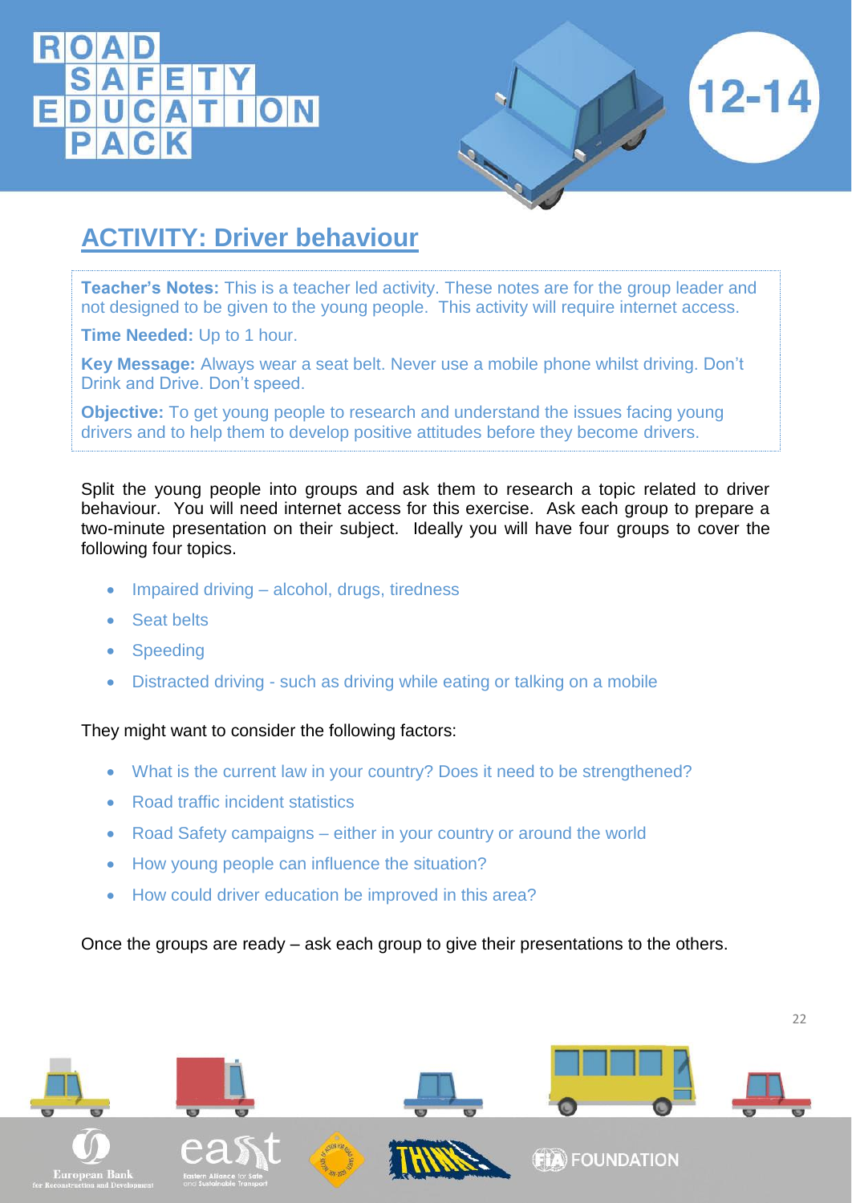# ACTIVITY: Driver behaviour

**Teacher's Notes:** This is a teacher led activity. These notes are for the group leader and not designed to be given to the young people. This activity will require internet access.

**Time Needed:** Up to 1 hour.

**Key Message:** Always wear a seat belt. Never use a mobile phone whilst driving. Don't Drink and Drive. Don't speed.

**Objective:** To get young people to research and understand the issues facing young drivers and to help them to develop positive attitudes before they become drivers.

Split the young people into groups and ask them to research a topic related to driver behaviour. You will need internet access for this exercise. Ask each group to prepare a two-minute presentation on their subject. Ideally you will have four groups to cover the following four topics.

- Impaired driving – alcohol, drugs, tiredness
- Seat belts
- Speeding
- Distracted driving - such as driving while eating or talking on a mobile

They might want to consider the following factors:

- What is the current law in your country? Does it need to be strengthened?
- Road traffic incident statistics
- Road Safety campaigns – either in your country or around the world
- How young people can influence the situation?
- How could driver education be improved in this area?

Once the groups are ready – ask each group to give their presentations to the others.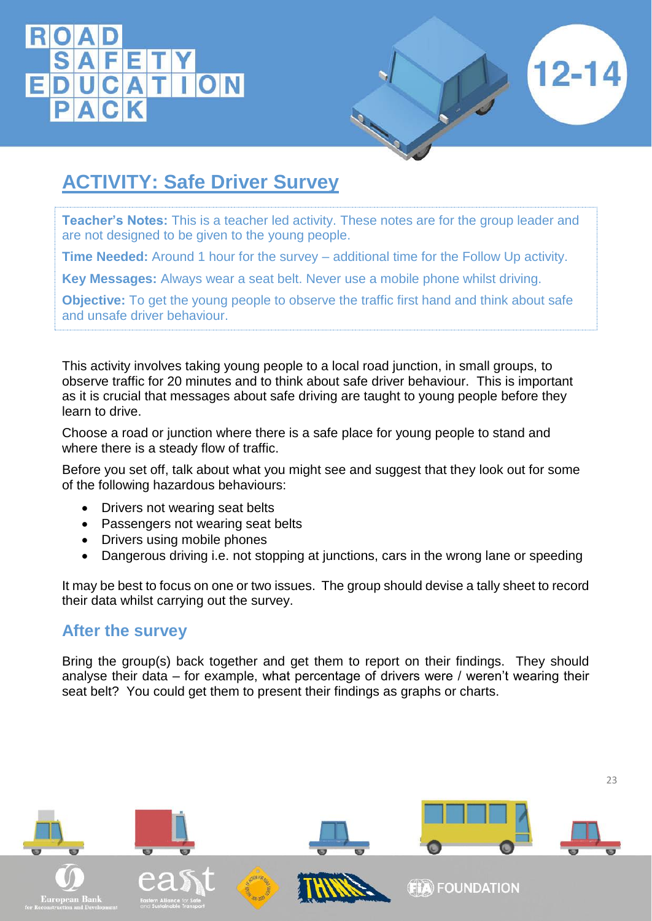## ACTIVITY: Safe Driver Survey

**Teacher's Notes:** This is a teacher led activity. These notes are for the group leader and are not designed to be given to the young people.

**Time Needed:** Around 1 hour for the survey – additional time for the Follow Up activity.

**Key Messages:** Always wear a seat belt. Never use a mobile phone whilst driving.

**Objective:** To get the young people to observe the traffic first hand and think about safe and unsafe driver behaviour.

This activity involves taking young people to a local road junction, in small groups, to observe traffic for 20 minutes and to think about safe driver behaviour. This is important as it is crucial that messages about safe driving are taught to young people before they learn to drive.

Choose a road or junction where there is a safe place for young people to stand and where there is a steady flow of traffic.

Before you set off, talk about what you might see and suggest that they look out for some of the following hazardous behaviours:

- Drivers not wearing seat belts
- Passengers not wearing seat belts
- Drivers using mobile phones
- Dangerous driving i.e. not stopping at junctions, cars in the wrong lane or speeding

It may be best to focus on one or two issues. The group should devise a tally sheet to record their data whilst carrying out the survey.

### After the survey

Bring the group(s) back together and get them to report on their findings. They should analyse their data – for example, what percentage of drivers were / weren't wearing their seat belt? You could get them to present their findings as graphs or charts.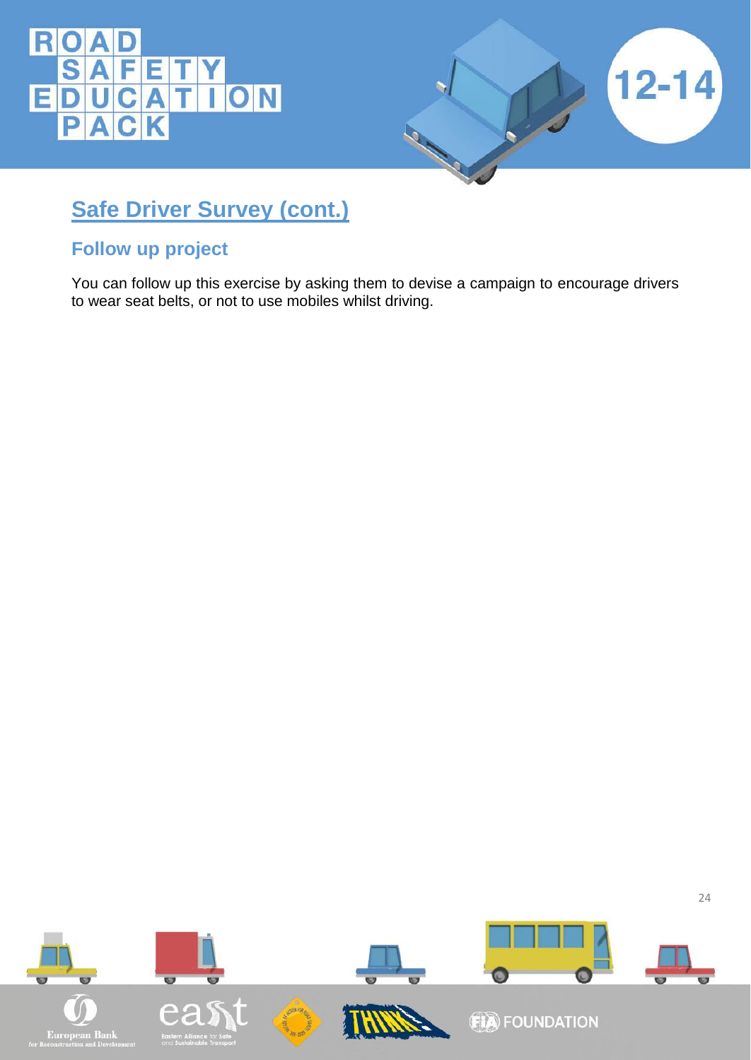## Safe Driver Survey (cont.)

### Follow up project

You can follow up this exercise by asking them to devise a campaign to encourage drivers to wear seat belts, or not to use mobiles whilst driving.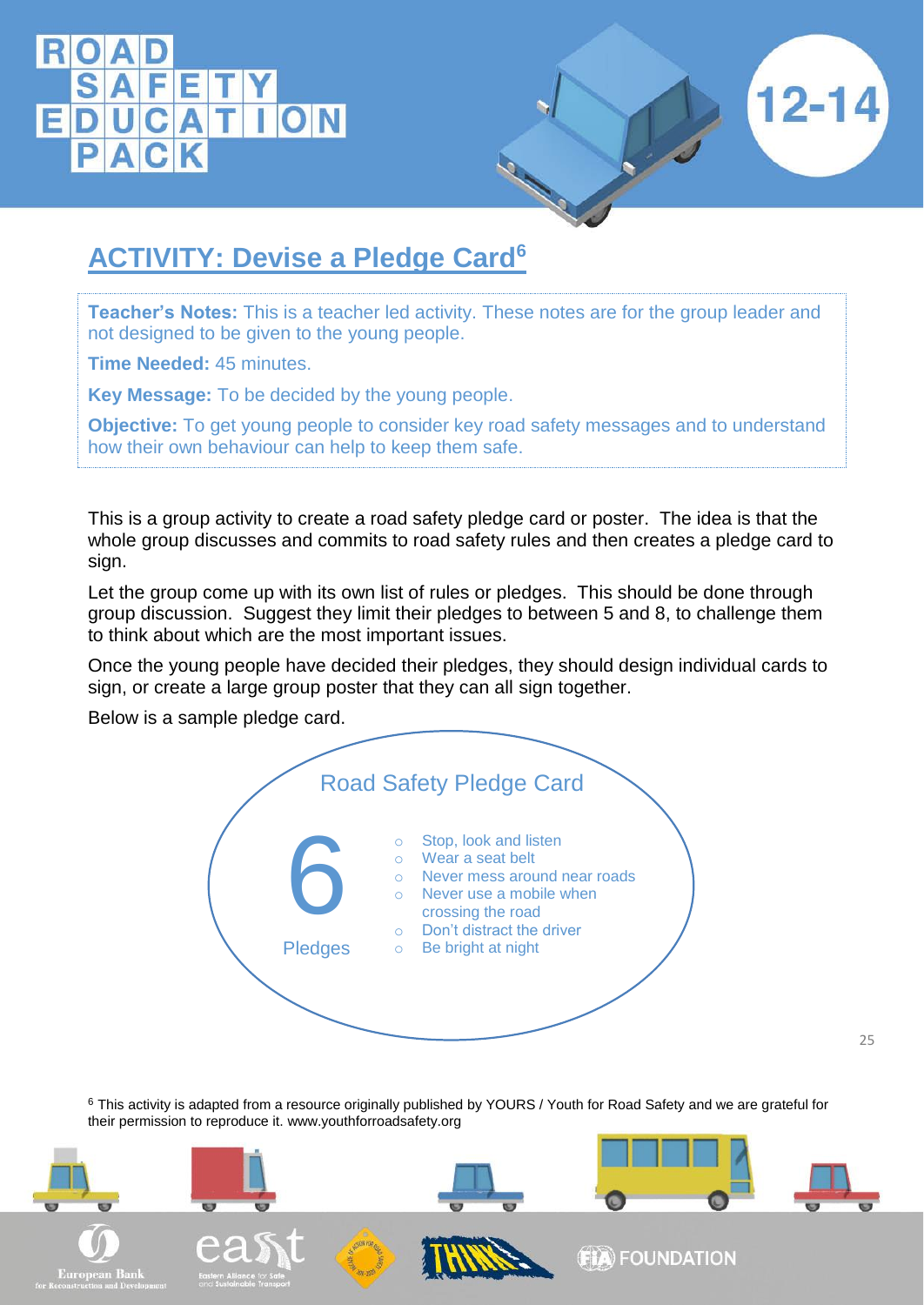## ACTIVITY: Devise a Pledge Card[6]

**Teacher's Notes:** This is a teacher led activity. These notes are for the group leader and not designed to be given to the young people.

**Time Needed:** 45 minutes.

**Key Message:** To be decided by the young people.

**Objective:** To get young people to consider key road safety messages and to understand how their own behaviour can help to keep them safe.

This is a group activity to create a road safety pledge card or poster. The idea is that the whole group discusses and commits to road safety rules and then creates a pledge card to sign.

Let the group come up with its own list of rules or pledges. This should be done through group discussion. Suggest they limit their pledges to between 5 and 8, to challenge them to think about which are the most important issues.

Once the young people have decided their pledges, they should design individual cards to sign, or create a large group poster that they can all sign together.

Below is a sample pledge card.

Road Safety Pledge Card

6

Pledges

- Stop, look and listen
- Wear a seat belt
- Never mess around near roads
- Never use a mobile when crossing the road
- Don't distract the driver
- Be bright at night

[6] This activity is adapted from a resource originally published by YOURS / Youth for Road Safety and we are grateful for their permission to reproduce it. www.youthforroadsafety.org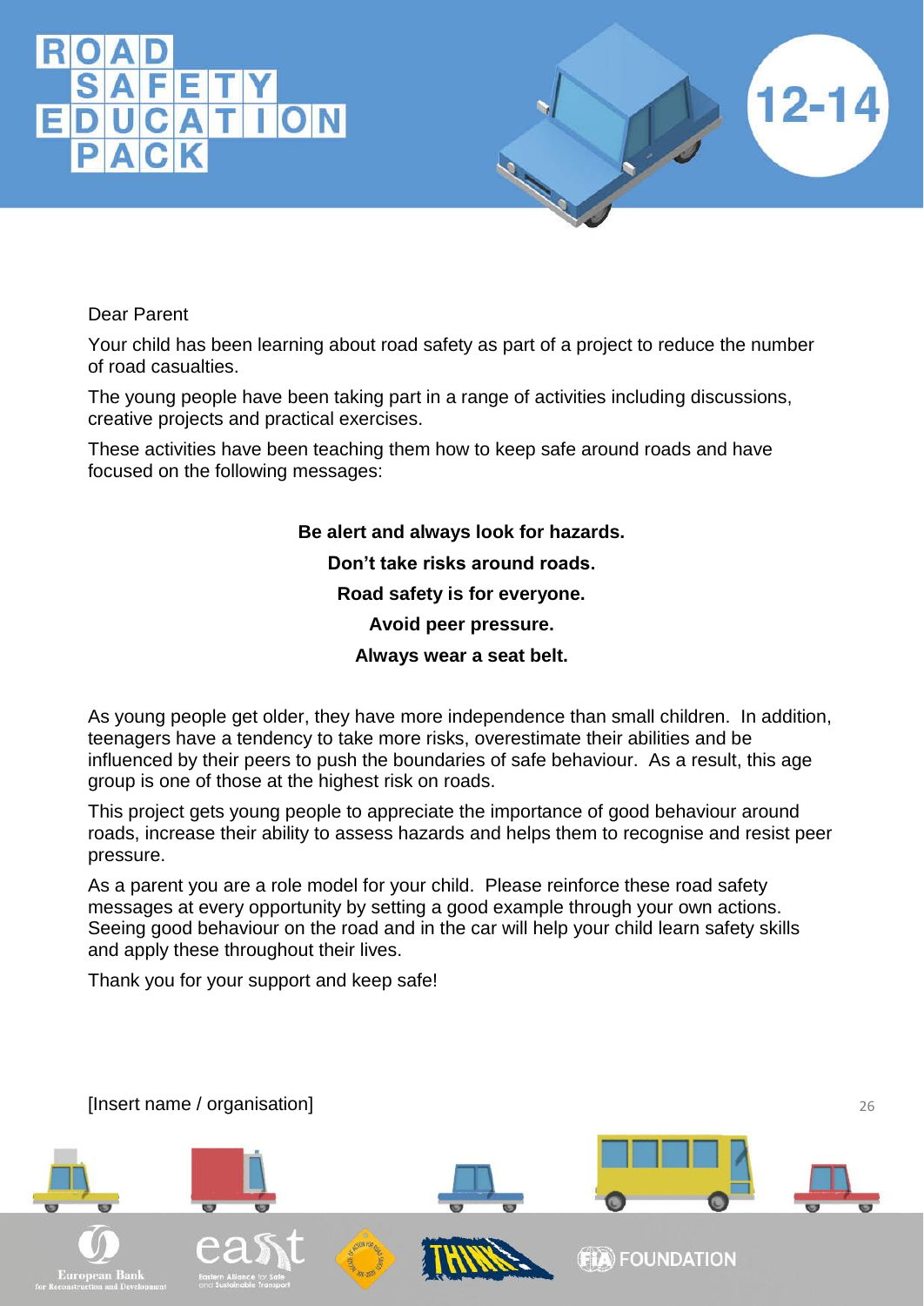Dear Parent

Your child has been learning about road safety as part of a project to reduce the number of road casualties.

The young people have been taking part in a range of activities including discussions, creative projects and practical exercises.

These activities have been teaching them how to keep safe around roads and have focused on the following messages:

**Be alert and always look for hazards.**

**Don't take risks around roads.**

**Road safety is for everyone.**

**Avoid peer pressure.**

**Always wear a seat belt.**

As young people get older, they have more independence than small children. In addition, teenagers have a tendency to take more risks, overestimate their abilities and be influenced by their peers to push the boundaries of safe behaviour. As a result, this age group is one of those at the highest risk on roads.

This project gets young people to appreciate the importance of good behaviour around roads, increase their ability to assess hazards and helps them to recognise and resist peer pressure.

As a parent you are a role model for your child. Please reinforce these road safety messages at every opportunity by setting a good example through your own actions. Seeing good behaviour on the road and in the car will help your child learn safety skills and apply these throughout their lives.

Thank you for your support and keep safe!

[Insert name / organisation]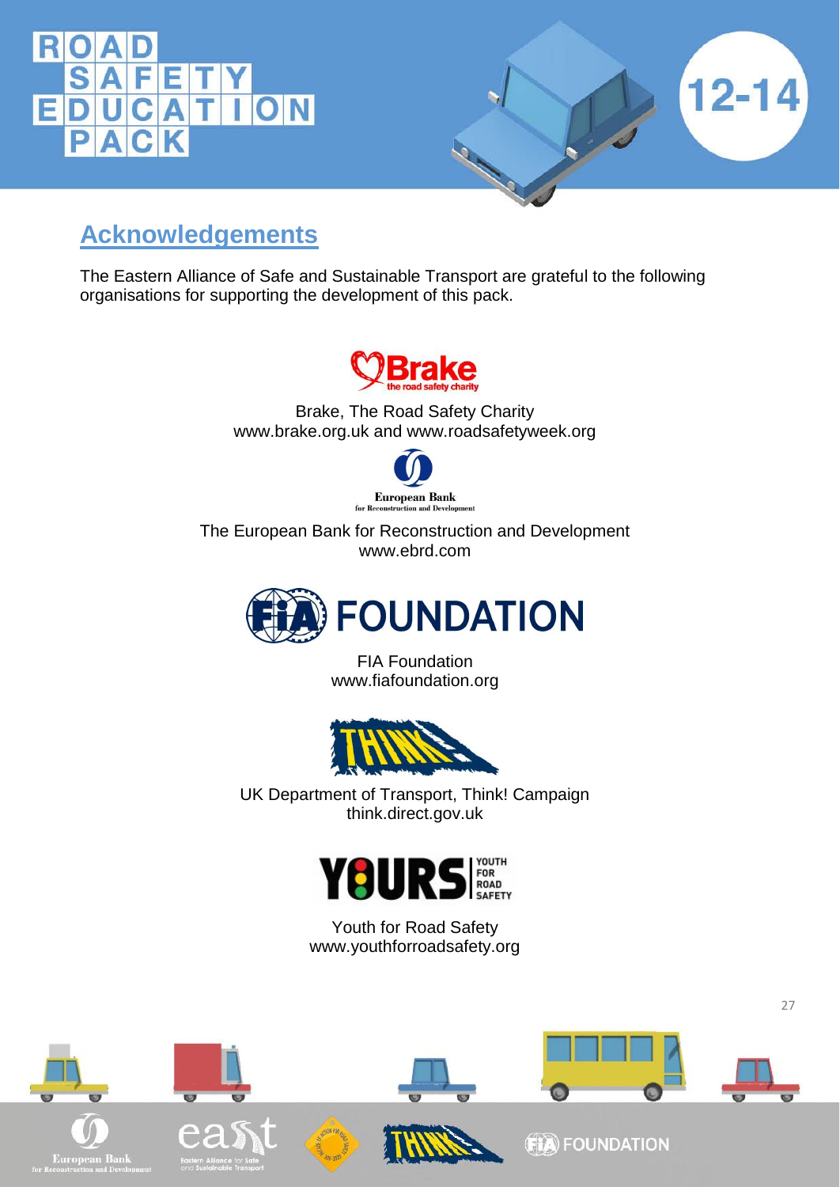## Acknowledgements

The Eastern Alliance of Safe and Sustainable Transport are grateful to the following organisations for supporting the development of this pack.

Brake, The Road Safety Charity
www.brake.org.uk and www.roadsafetyweek.org

The European Bank for Reconstruction and Development
www.ebrd.com

FIA Foundation
www.fiafoundation.org

UK Department of Transport, Think! Campaign
think.direct.gov.uk

Youth for Road Safety
www.youthforroadsafety.org